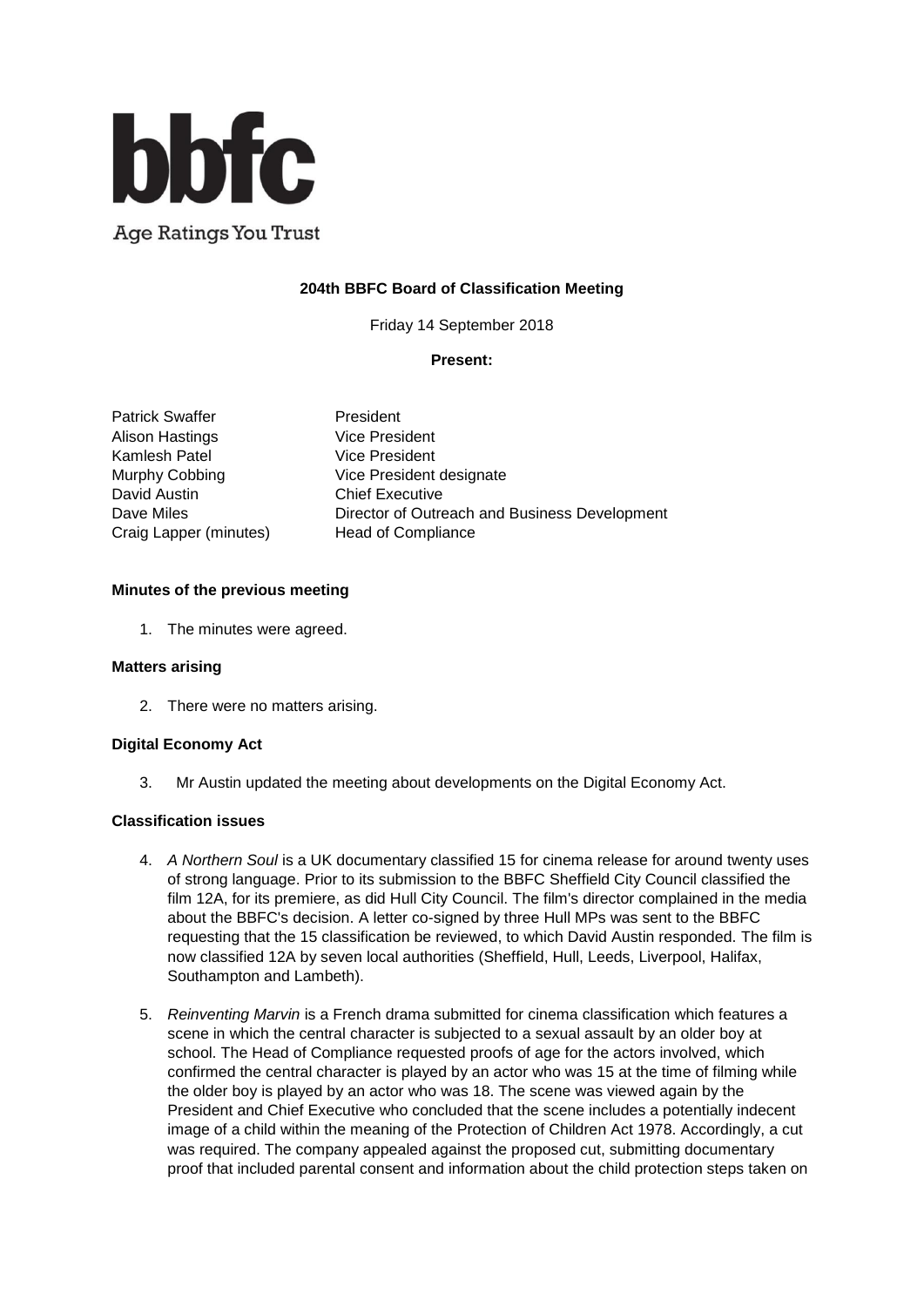**bbfc**

Age Ratings You Trust

**204th BBFC Board of Classification Meeting**

Friday 14 September 2018

**Present:**

| | |
|---|---|
| Patrick Swaffer | President |
| Alison Hastings | Vice President |
| Kamlesh Patel | Vice President |
| Murphy Cobbing | Vice President designate |
| David Austin | Chief Executive |
| Dave Miles | Director of Outreach and Business Development |
| Craig Lapper (minutes) | Head of Compliance |

**Minutes of the previous meeting**

1. The minutes were agreed.

**Matters arising**

2. There were no matters arising.

**Digital Economy Act**

3. Mr Austin updated the meeting about developments on the Digital Economy Act.

**Classification issues**

4. *A Northern Soul* is a UK documentary classified 15 for cinema release for around twenty uses of strong language. Prior to its submission to the BBFC Sheffield City Council classified the film 12A, for its premiere, as did Hull City Council. The film's director complained in the media about the BBFC's decision. A letter co-signed by three Hull MPs was sent to the BBFC requesting that the 15 classification be reviewed, to which David Austin responded. The film is now classified 12A by seven local authorities (Sheffield, Hull, Leeds, Liverpool, Halifax, Southampton and Lambeth).

5. *Reinventing Marvin* is a French drama submitted for cinema classification which features a scene in which the central character is subjected to a sexual assault by an older boy at school. The Head of Compliance requested proofs of age for the actors involved, which confirmed the central character is played by an actor who was 15 at the time of filming while the older boy is played by an actor who was 18. The scene was viewed again by the President and Chief Executive who concluded that the scene includes a potentially indecent image of a child within the meaning of the Protection of Children Act 1978. Accordingly, a cut was required. The company appealed against the proposed cut, submitting documentary proof that included parental consent and information about the child protection steps taken on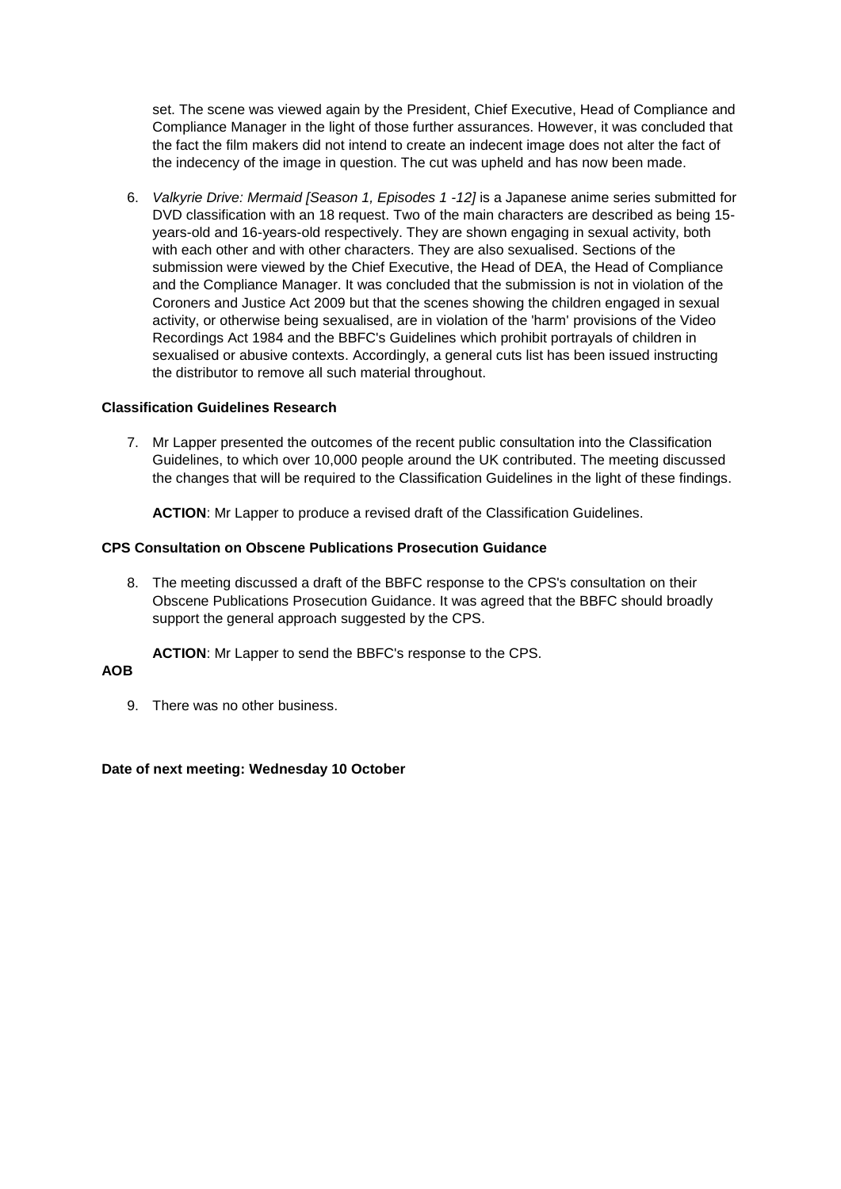set. The scene was viewed again by the President, Chief Executive, Head of Compliance and Compliance Manager in the light of those further assurances. However, it was concluded that the fact the film makers did not intend to create an indecent image does not alter the fact of the indecency of the image in question. The cut was upheld and has now been made.

6. *Valkyrie Drive: Mermaid [Season 1, Episodes 1 -12]* is a Japanese anime series submitted for DVD classification with an 18 request. Two of the main characters are described as being 15-years-old and 16-years-old respectively. They are shown engaging in sexual activity, both with each other and with other characters. They are also sexualised. Sections of the submission were viewed by the Chief Executive, the Head of DEA, the Head of Compliance and the Compliance Manager. It was concluded that the submission is not in violation of the Coroners and Justice Act 2009 but that the scenes showing the children engaged in sexual activity, or otherwise being sexualised, are in violation of the 'harm' provisions of the Video Recordings Act 1984 and the BBFC's Guidelines which prohibit portrayals of children in sexualised or abusive contexts. Accordingly, a general cuts list has been issued instructing the distributor to remove all such material throughout.

**Classification Guidelines Research**

7. Mr Lapper presented the outcomes of the recent public consultation into the Classification Guidelines, to which over 10,000 people around the UK contributed. The meeting discussed the changes that will be required to the Classification Guidelines in the light of these findings.

   **ACTION**: Mr Lapper to produce a revised draft of the Classification Guidelines.

**CPS Consultation on Obscene Publications Prosecution Guidance**

8. The meeting discussed a draft of the BBFC response to the CPS's consultation on their Obscene Publications Prosecution Guidance. It was agreed that the BBFC should broadly support the general approach suggested by the CPS.

   **ACTION**: Mr Lapper to send the BBFC's response to the CPS.

**AOB**

9. There was no other business.

**Date of next meeting: Wednesday 10 October**